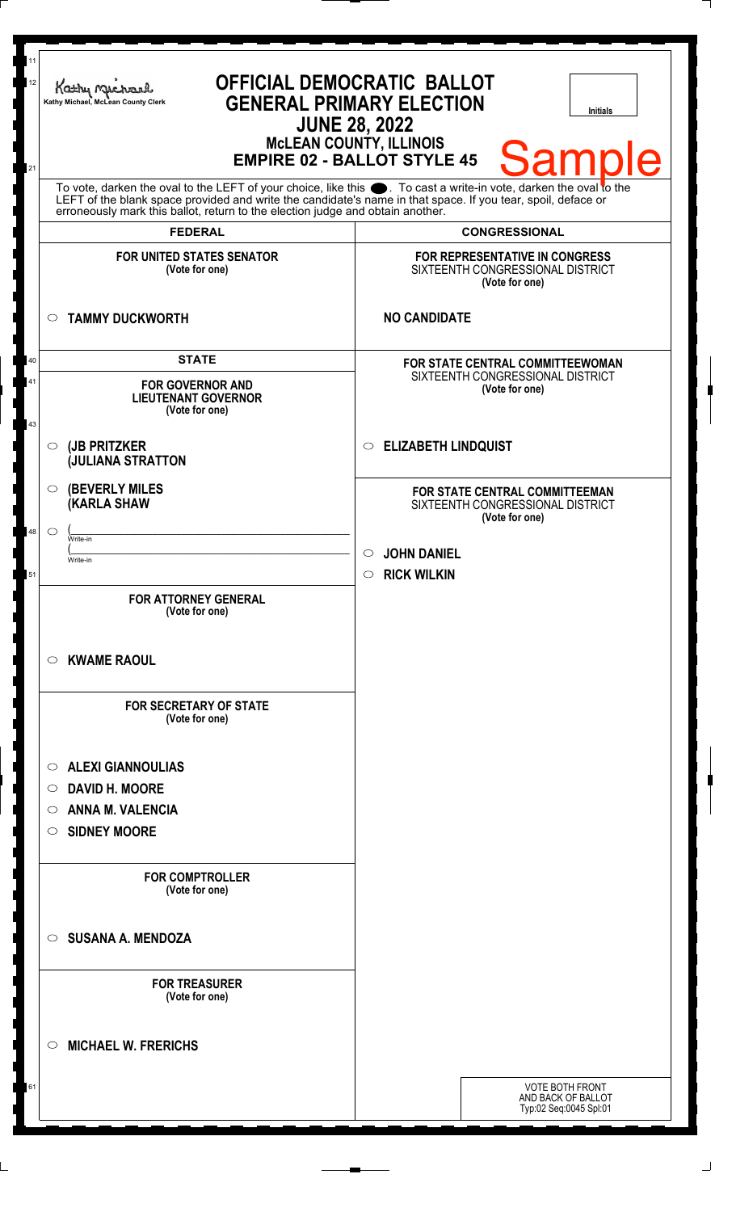Kathy Michael, McLean County Clerk

# OFFICIAL DEMOCRATIC BALLOT
## GENERAL PRIMARY ELECTION
## JUNE 28, 2022
## McLEAN COUNTY, ILLINOIS
## EMPIRE 02 - BALLOT STYLE 45

Initials

Sample

To vote, darken the oval to the LEFT of your choice, like this ●. To cast a write-in vote, darken the oval to the LEFT of the blank space provided and write the candidate's name in that space. If you tear, spoil, deface or erroneously mark this ballot, return to the election judge and obtain another.

## FEDERAL

**FOR UNITED STATES SENATOR**
**(Vote for one)**

- ○ **TAMMY DUCKWORTH**

## STATE

**FOR GOVERNOR AND LIEUTENANT GOVERNOR**
**(Vote for one)**

- ○ **(JB PRITZKER (JULIANA STRATTON**
- ○ **(BEVERLY MILES (KARLA SHAW**
- ○ (\_\_\_\_\_\_\_\_\_\_ Write-in (\_\_\_\_\_\_\_\_\_\_ Write-in

**FOR ATTORNEY GENERAL**
**(Vote for one)**

- ○ **KWAME RAOUL**

**FOR SECRETARY OF STATE**
**(Vote for one)**

- ○ **ALEXI GIANNOULIAS**
- ○ **DAVID H. MOORE**
- ○ **ANNA M. VALENCIA**
- ○ **SIDNEY MOORE**

**FOR COMPTROLLER**
**(Vote for one)**

- ○ **SUSANA A. MENDOZA**

**FOR TREASURER**
**(Vote for one)**

- ○ **MICHAEL W. FRERICHS**

## CONGRESSIONAL

**FOR REPRESENTATIVE IN CONGRESS**
SIXTEENTH CONGRESSIONAL DISTRICT
**(Vote for one)**

**NO CANDIDATE**

**FOR STATE CENTRAL COMMITTEEWOMAN**
SIXTEENTH CONGRESSIONAL DISTRICT
**(Vote for one)**

- ○ **ELIZABETH LINDQUIST**

**FOR STATE CENTRAL COMMITTEEMAN**
SIXTEENTH CONGRESSIONAL DISTRICT
**(Vote for one)**

- ○ **JOHN DANIEL**
- ○ **RICK WILKIN**

VOTE BOTH FRONT AND BACK OF BALLOT
Typ:02 Seq:0045 Spl:01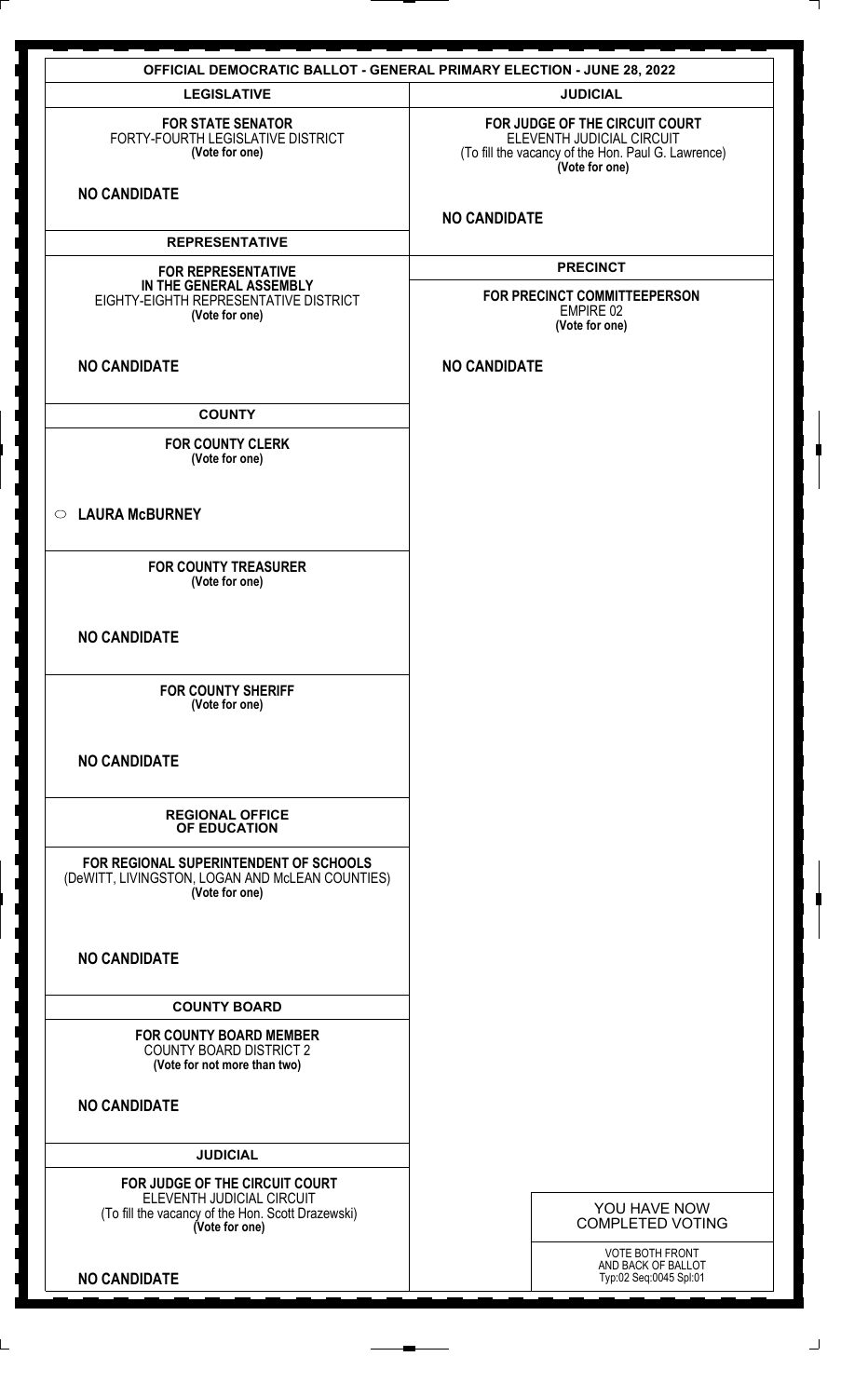**OFFICIAL DEMOCRATIC BALLOT - GENERAL PRIMARY ELECTION - JUNE 28, 2022**

## LEGISLATIVE

**FOR STATE SENATOR**
FORTY-FOURTH LEGISLATIVE DISTRICT
**(Vote for one)**

**NO CANDIDATE**

## REPRESENTATIVE

**FOR REPRESENTATIVE IN THE GENERAL ASSEMBLY**
EIGHTY-EIGHTH REPRESENTATIVE DISTRICT
**(Vote for one)**

**NO CANDIDATE**

## COUNTY

**FOR COUNTY CLERK**
**(Vote for one)**

○ **LAURA McBURNEY**

**FOR COUNTY TREASURER**
**(Vote for one)**

**NO CANDIDATE**

**FOR COUNTY SHERIFF**
**(Vote for one)**

**NO CANDIDATE**

## REGIONAL OFFICE OF EDUCATION

**FOR REGIONAL SUPERINTENDENT OF SCHOOLS**
(DeWITT, LIVINGSTON, LOGAN AND McLEAN COUNTIES)
**(Vote for one)**

**NO CANDIDATE**

## COUNTY BOARD

**FOR COUNTY BOARD MEMBER**
COUNTY BOARD DISTRICT 2
**(Vote for not more than two)**

**NO CANDIDATE**

## JUDICIAL

**FOR JUDGE OF THE CIRCUIT COURT**
ELEVENTH JUDICIAL CIRCUIT
(To fill the vacancy of the Hon. Scott Drazewski)
**(Vote for one)**

**NO CANDIDATE**

## JUDICIAL

**FOR JUDGE OF THE CIRCUIT COURT**
ELEVENTH JUDICIAL CIRCUIT
(To fill the vacancy of the Hon. Paul G. Lawrence)
**(Vote for one)**

**NO CANDIDATE**

## PRECINCT

**FOR PRECINCT COMMITTEEPERSON**
EMPIRE 02
**(Vote for one)**

**NO CANDIDATE**

YOU HAVE NOW COMPLETED VOTING

VOTE BOTH FRONT AND BACK OF BALLOT
Typ:02 Seq:0045 Spl:01